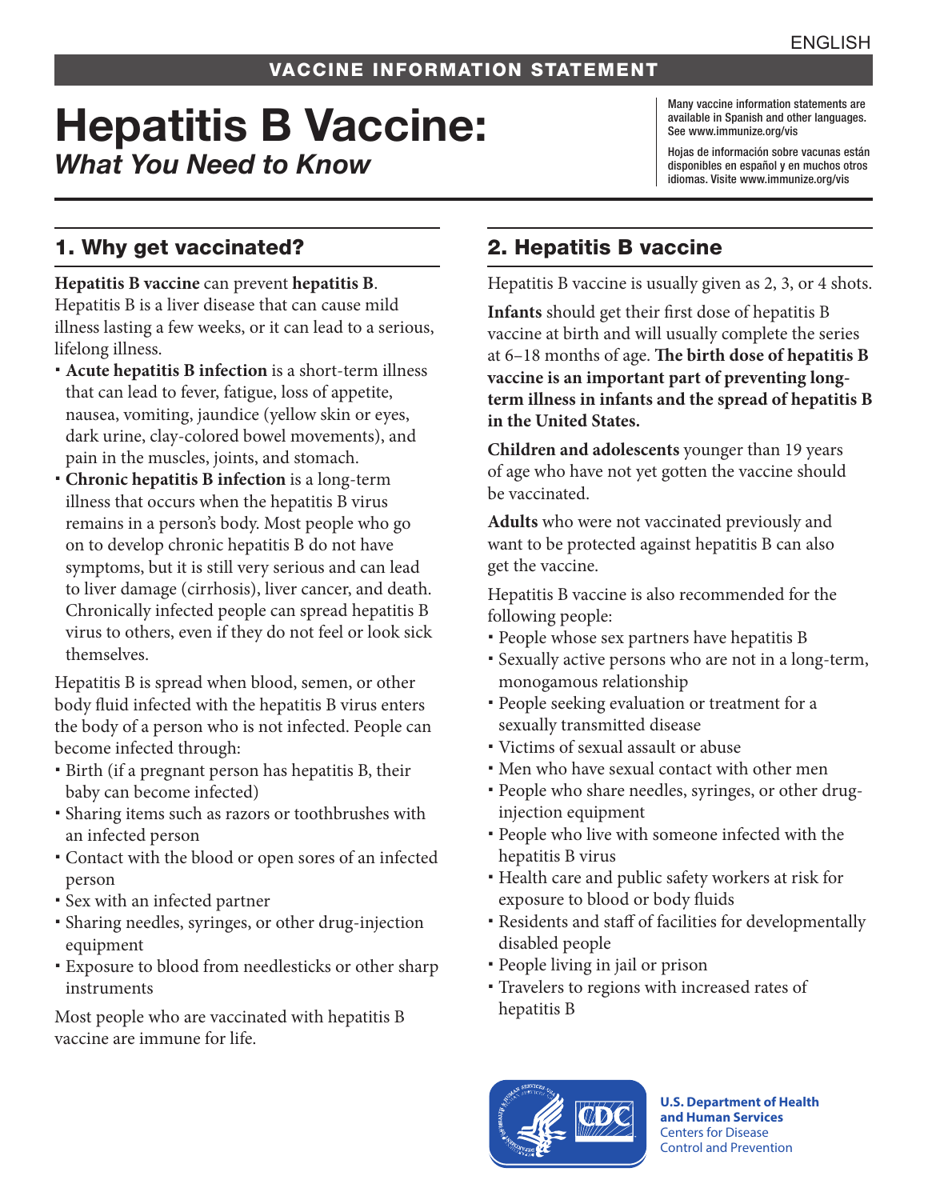ENGLISH

VACCINE INFORMATION STATEMENT

# Hepatitis B Vaccine:
## *What You Need to Know*

Many vaccine information statements are available in Spanish and other languages. See www.immunize.org/vis

Hojas de información sobre vacunas están disponibles en español y en muchos otros idiomas. Visite www.immunize.org/vis

## 1. Why get vaccinated?

**Hepatitis B vaccine** can prevent **hepatitis B**. Hepatitis B is a liver disease that can cause mild illness lasting a few weeks, or it can lead to a serious, lifelong illness.

- **Acute hepatitis B infection** is a short-term illness that can lead to fever, fatigue, loss of appetite, nausea, vomiting, jaundice (yellow skin or eyes, dark urine, clay-colored bowel movements), and pain in the muscles, joints, and stomach.
- **Chronic hepatitis B infection** is a long-term illness that occurs when the hepatitis B virus remains in a person's body. Most people who go on to develop chronic hepatitis B do not have symptoms, but it is still very serious and can lead to liver damage (cirrhosis), liver cancer, and death. Chronically infected people can spread hepatitis B virus to others, even if they do not feel or look sick themselves.

Hepatitis B is spread when blood, semen, or other body fluid infected with the hepatitis B virus enters the body of a person who is not infected. People can become infected through:

- Birth (if a pregnant person has hepatitis B, their baby can become infected)
- Sharing items such as razors or toothbrushes with an infected person
- Contact with the blood or open sores of an infected person
- Sex with an infected partner
- Sharing needles, syringes, or other drug-injection equipment
- Exposure to blood from needlesticks or other sharp instruments

Most people who are vaccinated with hepatitis B vaccine are immune for life.

## 2. Hepatitis B vaccine

Hepatitis B vaccine is usually given as 2, 3, or 4 shots.

**Infants** should get their first dose of hepatitis B vaccine at birth and will usually complete the series at 6–18 months of age. **The birth dose of hepatitis B vaccine is an important part of preventing long-term illness in infants and the spread of hepatitis B in the United States.**

**Children and adolescents** younger than 19 years of age who have not yet gotten the vaccine should be vaccinated.

**Adults** who were not vaccinated previously and want to be protected against hepatitis B can also get the vaccine.

Hepatitis B vaccine is also recommended for the following people:

- People whose sex partners have hepatitis B
- Sexually active persons who are not in a long-term, monogamous relationship
- People seeking evaluation or treatment for a sexually transmitted disease
- Victims of sexual assault or abuse
- Men who have sexual contact with other men
- People who share needles, syringes, or other drug-injection equipment
- People who live with someone infected with the hepatitis B virus
- Health care and public safety workers at risk for exposure to blood or body fluids
- Residents and staff of facilities for developmentally disabled people
- People living in jail or prison
- Travelers to regions with increased rates of hepatitis B

**U.S. Department of Health and Human Services**
Centers for Disease Control and Prevention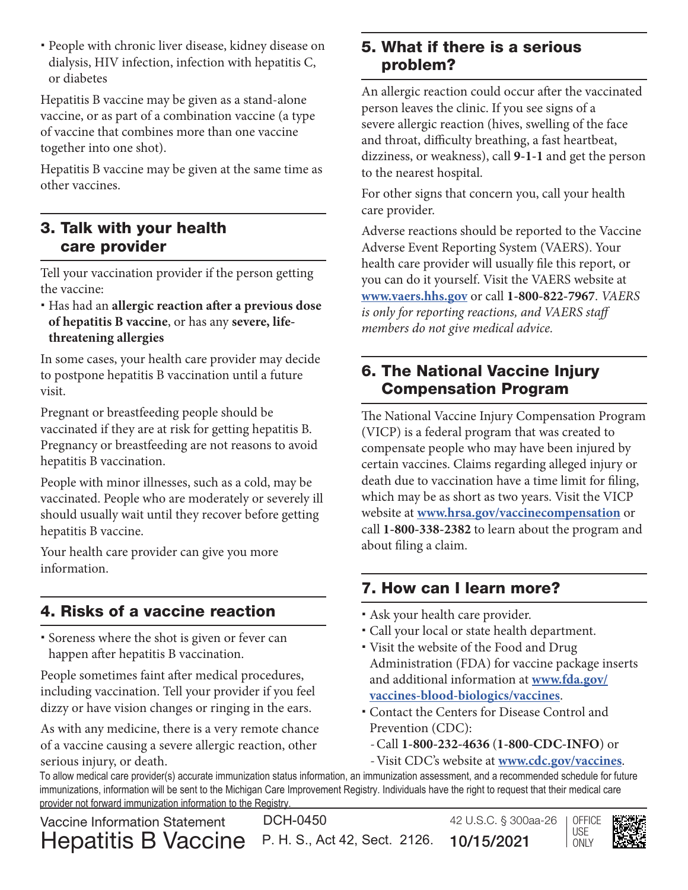- People with chronic liver disease, kidney disease on dialysis, HIV infection, infection with hepatitis C, or diabetes

Hepatitis B vaccine may be given as a stand-alone vaccine, or as part of a combination vaccine (a type of vaccine that combines more than one vaccine together into one shot).

Hepatitis B vaccine may be given at the same time as other vaccines.

## 3. Talk with your health care provider

Tell your vaccination provider if the person getting the vaccine:

- Has had an **allergic reaction after a previous dose of hepatitis B vaccine**, or has any **severe, life-threatening allergies**

In some cases, your health care provider may decide to postpone hepatitis B vaccination until a future visit.

Pregnant or breastfeeding people should be vaccinated if they are at risk for getting hepatitis B. Pregnancy or breastfeeding are not reasons to avoid hepatitis B vaccination.

People with minor illnesses, such as a cold, may be vaccinated. People who are moderately or severely ill should usually wait until they recover before getting hepatitis B vaccine.

Your health care provider can give you more information.

## 4. Risks of a vaccine reaction

- Soreness where the shot is given or fever can happen after hepatitis B vaccination.

People sometimes faint after medical procedures, including vaccination. Tell your provider if you feel dizzy or have vision changes or ringing in the ears.

As with any medicine, there is a very remote chance of a vaccine causing a severe allergic reaction, other serious injury, or death.

## 5. What if there is a serious problem?

An allergic reaction could occur after the vaccinated person leaves the clinic. If you see signs of a severe allergic reaction (hives, swelling of the face and throat, difficulty breathing, a fast heartbeat, dizziness, or weakness), call **9-1-1** and get the person to the nearest hospital.

For other signs that concern you, call your health care provider.

Adverse reactions should be reported to the Vaccine Adverse Event Reporting System (VAERS). Your health care provider will usually file this report, or you can do it yourself. Visit the VAERS website at **www.vaers.hhs.gov** or call **1-800-822-7967**. *VAERS is only for reporting reactions, and VAERS staff members do not give medical advice.*

## 6. The National Vaccine Injury Compensation Program

The National Vaccine Injury Compensation Program (VICP) is a federal program that was created to compensate people who may have been injured by certain vaccines. Claims regarding alleged injury or death due to vaccination have a time limit for filing, which may be as short as two years. Visit the VICP website at **www.hrsa.gov/vaccinecompensation** or call **1-800-338-2382** to learn about the program and about filing a claim.

## 7. How can I learn more?

- Ask your health care provider.
- Call your local or state health department.
- Visit the website of the Food and Drug Administration (FDA) for vaccine package inserts and additional information at **www.fda.gov/vaccines-blood-biologics/vaccines**.
- Contact the Centers for Disease Control and Prevention (CDC):
  - Call **1-800-232-4636** (**1-800-CDC-INFO**) or
  - Visit CDC's website at **www.cdc.gov/vaccines**.

To allow medical care provider(s) accurate immunization status information, an immunization assessment, and a recommended schedule for future immunizations, information will be sent to the Michigan Care Improvement Registry. Individuals have the right to request that their medical care provider not forward immunization information to the Registry.

Vaccine Information Statement
Hepatitis B Vaccine

DCH-0450
P. H. S., Act 42, Sect. 2126.

42 U.S.C. § 300aa-26
10/15/2021

OFFICE USE ONLY